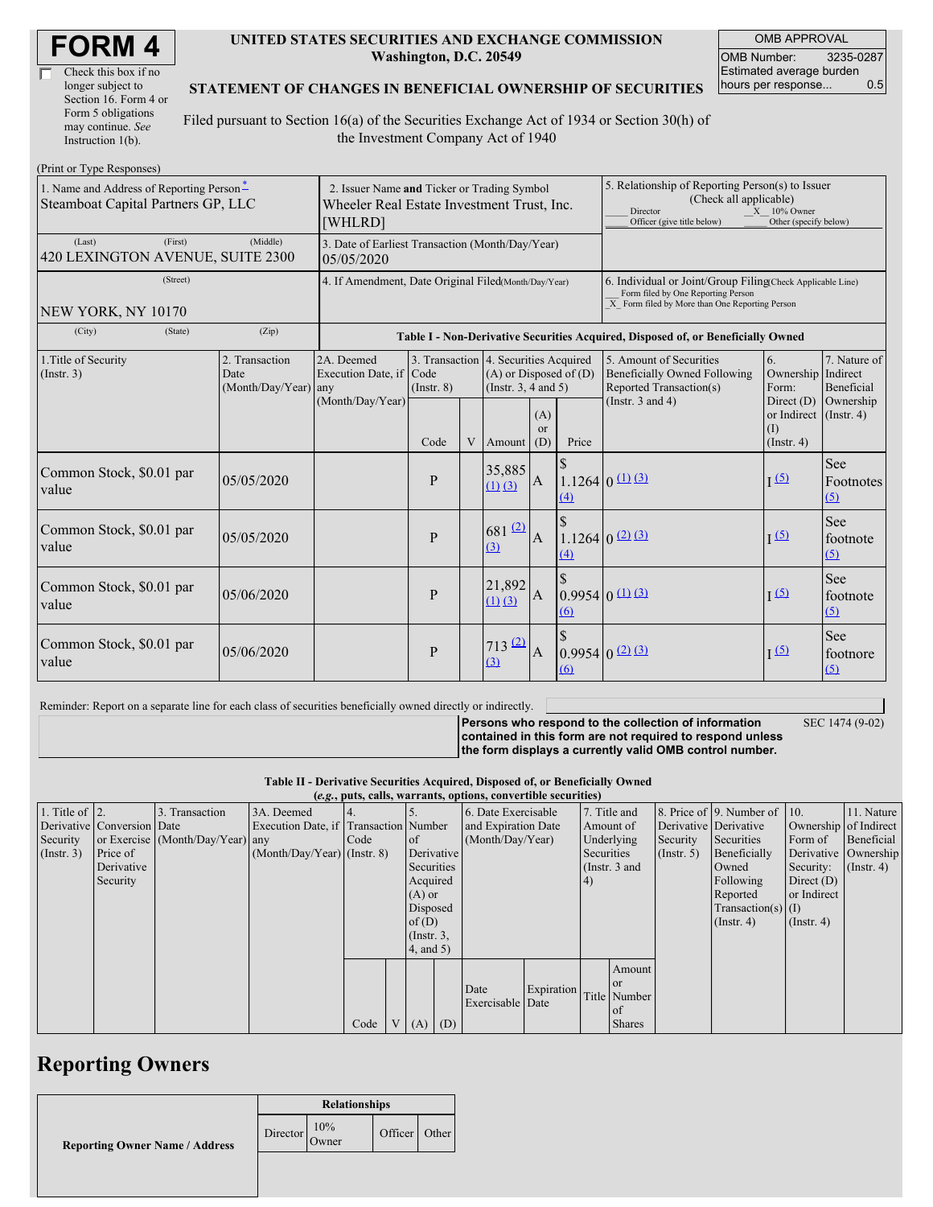# FORM 4

☐ Check this box if no longer subject to Section 16. Form 4 or Form 5 obligations may continue. *See* Instruction 1(b).

**UNITED STATES SECURITIES AND EXCHANGE COMMISSION**
**Washington, D.C. 20549**

**STATEMENT OF CHANGES IN BENEFICIAL OWNERSHIP OF SECURITIES**

Filed pursuant to Section 16(a) of the Securities Exchange Act of 1934 or Section 30(h) of the Investment Company Act of 1940

| OMB APPROVAL | |
|---|---|
| OMB Number: | 3235-0287 |
| Estimated average burden hours per response... | 0.5 |

(Print or Type Responses)

| 1. Name and Address of Reporting Person * | 2. Issuer Name **and** Ticker or Trading Symbol | 5. Relationship of Reporting Person(s) to Issuer (Check all applicable) |
|---|---|---|
| Steamboat Capital Partners GP, LLC | Wheeler Real Estate Investment Trust, Inc. [WHLRD] | ___ Director _X_ 10% Owner ___ Officer (give title below) ___ Other (specify below) |
| (Last) (First) (Middle) 420 LEXINGTON AVENUE, SUITE 2300 | 3. Date of Earliest Transaction (Month/Day/Year) 05/05/2020 | |
| (Street) NEW YORK, NY 10170 | 4. If Amendment, Date Original Filed (Month/Day/Year) | 6. Individual or Joint/Group Filing (Check Applicable Line) ___ Form filed by One Reporting Person _X_ Form filed by More than One Reporting Person |
| (City) (State) (Zip) | | |

**Table I - Non-Derivative Securities Acquired, Disposed of, or Beneficially Owned**

| 1.Title of Security (Instr. 3) | 2. Transaction Date (Month/Day/Year) | 2A. Deemed Execution Date, if any (Month/Day/Year) | 3. Transaction Code (Instr. 8) | | 4. Securities Acquired (A) or Disposed of (D) (Instr. 3, 4 and 5) | | | 5. Amount of Securities Beneficially Owned Following Reported Transaction(s) (Instr. 3 and 4) | 6. Ownership Form: Direct (D) or Indirect (I) (Instr. 4) | 7. Nature of Indirect Beneficial Ownership (Instr. 4) |
|---|---|---|---|---|---|---|---|---|---|---|
| | | | Code | V | Amount | (A) or (D) | Price | | | |
| Common Stock, $0.01 par value | 05/05/2020 | | P | | 35,885 (1) (3) | A | $ 1.1264 (4) | 0 (1) (3) | I (5) | See Footnotes (5) |
| Common Stock, $0.01 par value | 05/05/2020 | | P | | 681 (2) (3) | A | $ 1.1264 (4) | 0 (2) (3) | I (5) | See footnote (5) |
| Common Stock, $0.01 par value | 05/06/2020 | | P | | 21,892 (1) (3) | A | $ 0.9954 (6) | 0 (1) (3) | I (5) | See footnote (5) |
| Common Stock, $0.01 par value | 05/06/2020 | | P | | 713 (2) (3) | A | $ 0.9954 (6) | 0 (2) (3) | I (5) | See footnote (5) |

Reminder: Report on a separate line for each class of securities beneficially owned directly or indirectly.

**Persons who respond to the collection of information contained in this form are not required to respond unless the form displays a currently valid OMB control number.** SEC 1474 (9-02)

**Table II - Derivative Securities Acquired, Disposed of, or Beneficially Owned**
**(*e.g.*, puts, calls, warrants, options, convertible securities)**

| 1. Title of Derivative Security (Instr. 3) | 2. Conversion or Exercise Price of Derivative Security | 3. Transaction Date (Month/Day/Year) | 3A. Deemed Execution Date, if any (Month/Day/Year) | 4. Transaction Code (Instr. 8) | | 5. Number of Derivative Securities Acquired (A) or Disposed of (D) (Instr. 3, 4, and 5) | | 6. Date Exercisable and Expiration Date (Month/Day/Year) | | 7. Title and Amount of Underlying Securities (Instr. 3 and 4) | | 8. Price of Derivative Security (Instr. 5) | 9. Number of Derivative Securities Beneficially Owned Following Reported Transaction(s) (Instr. 4) | 10. Ownership Form of Derivative Security: Direct (D) or Indirect (I) (Instr. 4) | 11. Nature of Indirect Beneficial Ownership (Instr. 4) |
|---|---|---|---|---|---|---|---|---|---|---|---|---|---|---|---|
| | | | | Code | V | (A) | (D) | Date Exercisable | Expiration Date | Title | Amount or Number of Shares | | | | |

## Reporting Owners

| Reporting Owner Name / Address | Relationships | | | |
|---|---|---|---|---|
| | Director | 10% Owner | Officer | Other |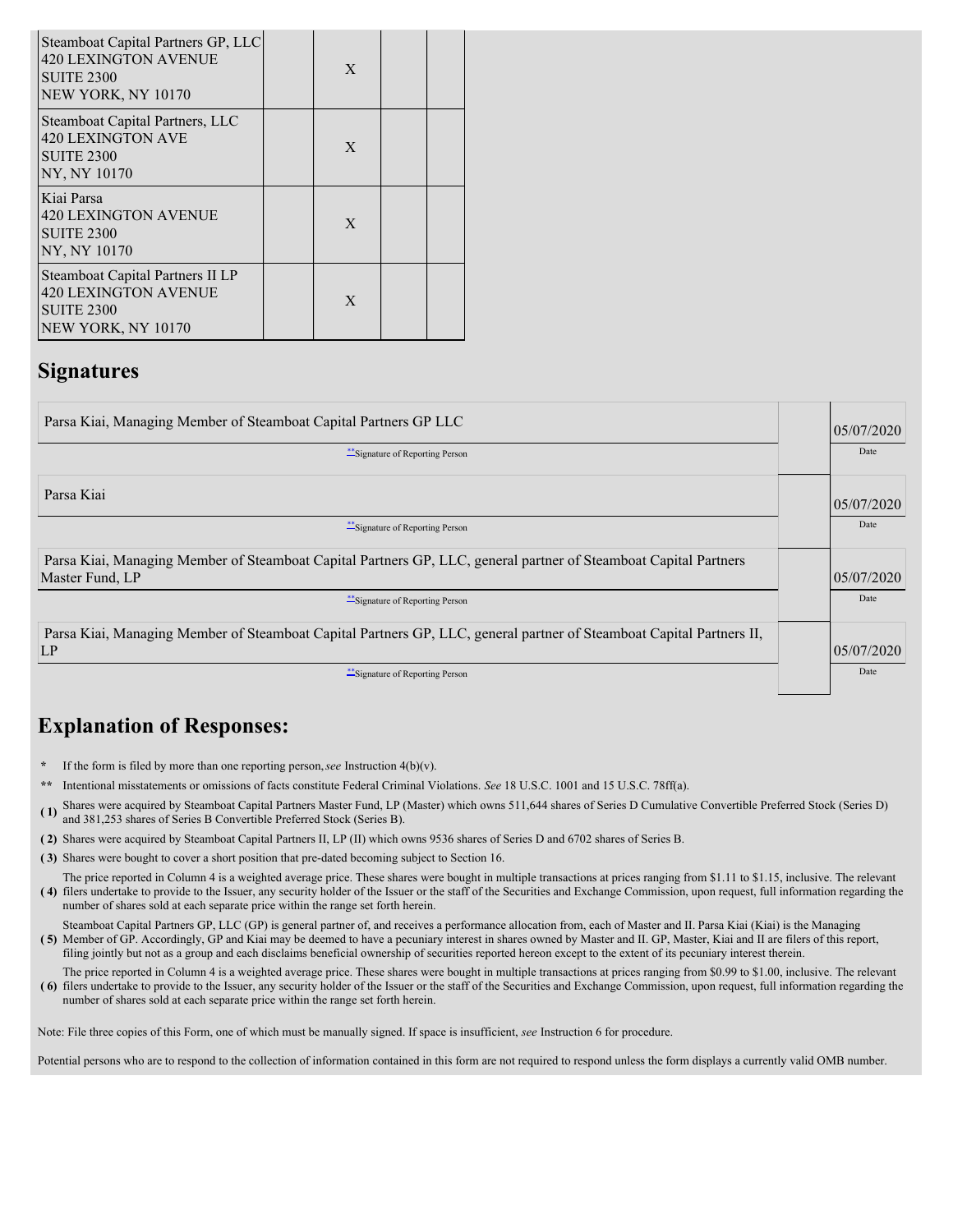| | | | | |
|---|---|---|---|---|
| Steamboat Capital Partners GP, LLC<br>420 LEXINGTON AVENUE<br>SUITE 2300<br>NEW YORK, NY 10170 | | X | | |
| Steamboat Capital Partners, LLC<br>420 LEXINGTON AVE<br>SUITE 2300<br>NY, NY 10170 | | X | | |
| Kiai Parsa<br>420 LEXINGTON AVENUE<br>SUITE 2300<br>NY, NY 10170 | | X | | |
| Steamboat Capital Partners II LP<br>420 LEXINGTON AVENUE<br>SUITE 2300<br>NEW YORK, NY 10170 | | X | | |

## Signatures

| | | |
|---|---|---|
| Parsa Kiai, Managing Member of Steamboat Capital Partners GP LLC | | 05/07/2020 |
| **Signature of Reporting Person | | Date |
| Parsa Kiai | | 05/07/2020 |
| **Signature of Reporting Person | | Date |
| Parsa Kiai, Managing Member of Steamboat Capital Partners GP, LLC, general partner of Steamboat Capital Partners Master Fund, LP | | 05/07/2020 |
| **Signature of Reporting Person | | Date |
| Parsa Kiai, Managing Member of Steamboat Capital Partners GP, LLC, general partner of Steamboat Capital Partners II, LP | | 05/07/2020 |
| **Signature of Reporting Person | | Date |

## Explanation of Responses:

\* If the form is filed by more than one reporting person, *see* Instruction 4(b)(v).

** Intentional misstatements or omissions of facts constitute Federal Criminal Violations. *See* 18 U.S.C. 1001 and 15 U.S.C. 78ff(a).

(1) Shares were acquired by Steamboat Capital Partners Master Fund, LP (Master) which owns 511,644 shares of Series D Cumulative Convertible Preferred Stock (Series D) and 381,253 shares of Series B Convertible Preferred Stock (Series B).

(2) Shares were acquired by Steamboat Capital Partners II, LP (II) which owns 9536 shares of Series D and 6702 shares of Series B.

(3) Shares were bought to cover a short position that pre-dated becoming subject to Section 16.

(4) The price reported in Column 4 is a weighted average price. These shares were bought in multiple transactions at prices ranging from $1.11 to $1.15, inclusive. The relevant filers undertake to provide to the Issuer, any security holder of the Issuer or the staff of the Securities and Exchange Commission, upon request, full information regarding the number of shares sold at each separate price within the range set forth herein.

(5) Steamboat Capital Partners GP, LLC (GP) is general partner of, and receives a performance allocation from, each of Master and II. Parsa Kiai (Kiai) is the Managing Member of GP. Accordingly, GP and Kiai may be deemed to have a pecuniary interest in shares owned by Master and II. GP, Master, Kiai and II are filers of this report, filing jointly but not as a group and each disclaims beneficial ownership of securities reported hereon except to the extent of its pecuniary interest therein.

(6) The price reported in Column 4 is a weighted average price. These shares were bought in multiple transactions at prices ranging from $0.99 to $1.00, inclusive. The relevant filers undertake to provide to the Issuer, any security holder of the Issuer or the staff of the Securities and Exchange Commission, upon request, full information regarding the number of shares sold at each separate price within the range set forth herein.

Note: File three copies of this Form, one of which must be manually signed. If space is insufficient, *see* Instruction 6 for procedure.

Potential persons who are to respond to the collection of information contained in this form are not required to respond unless the form displays a currently valid OMB number.